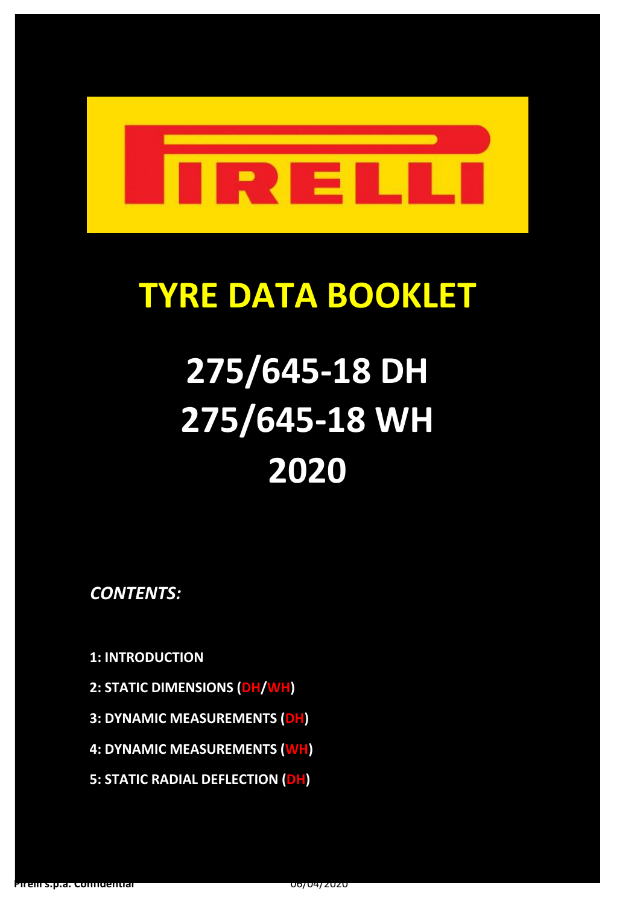# TYRE DATA BOOKLET

# 275/645-18 DH
# 275/645-18 WH
# 2020

***CONTENTS:***

**1: INTRODUCTION**

**2: STATIC DIMENSIONS (DH/WH)**

**3: DYNAMIC MEASUREMENTS (DH)**

**4: DYNAMIC MEASUREMENTS (WH)**

**5: STATIC RADIAL DEFLECTION (DH)**

**Pirelli s.p.a. Confidential** 06/04/2020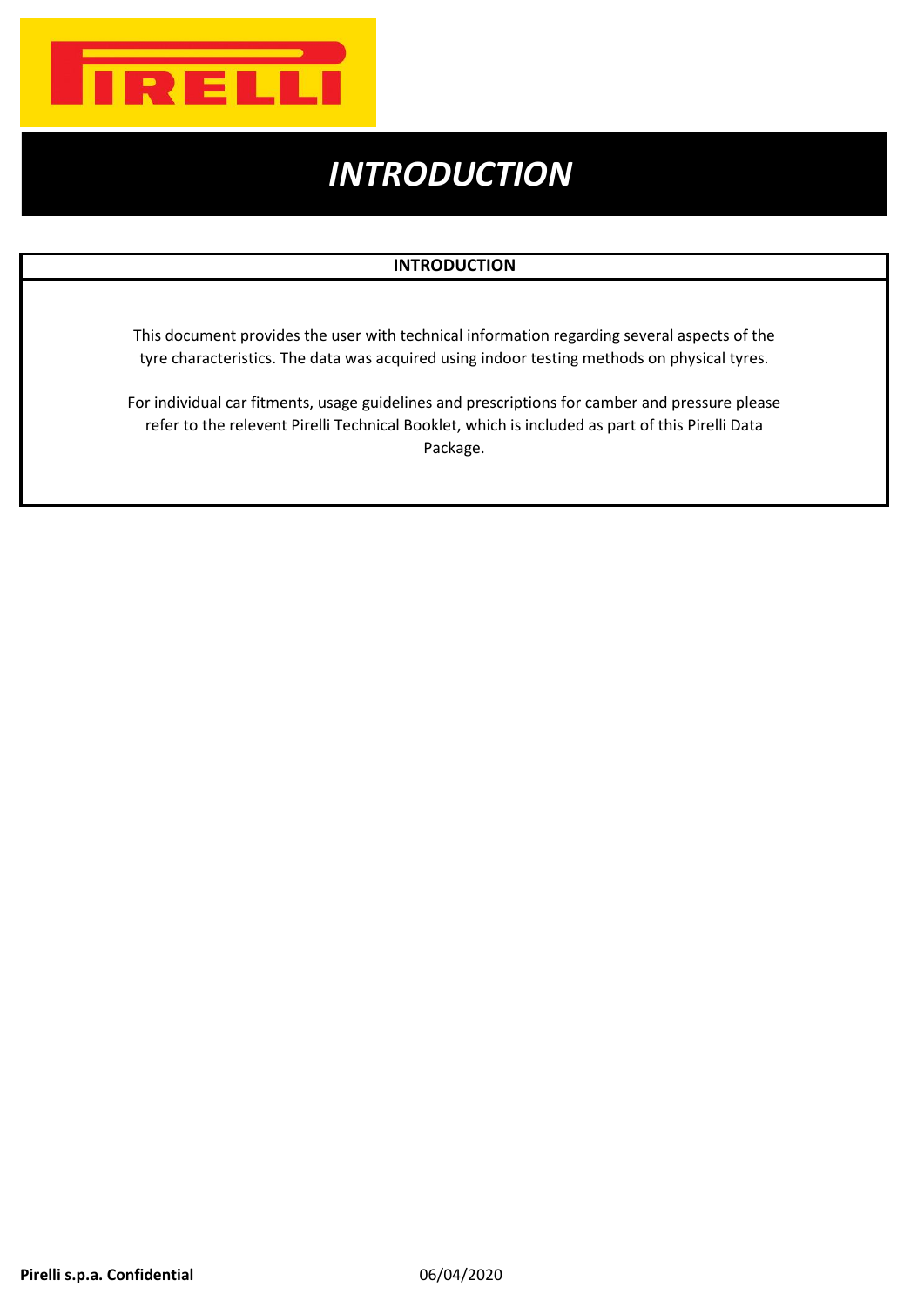# *INTRODUCTION*

## INTRODUCTION

This document provides the user with technical information regarding several aspects of the tyre characteristics. The data was acquired using indoor testing methods on physical tyres.

For individual car fitments, usage guidelines and prescriptions for camber and pressure please refer to the relevent Pirelli Technical Booklet, which is included as part of this Pirelli Data Package.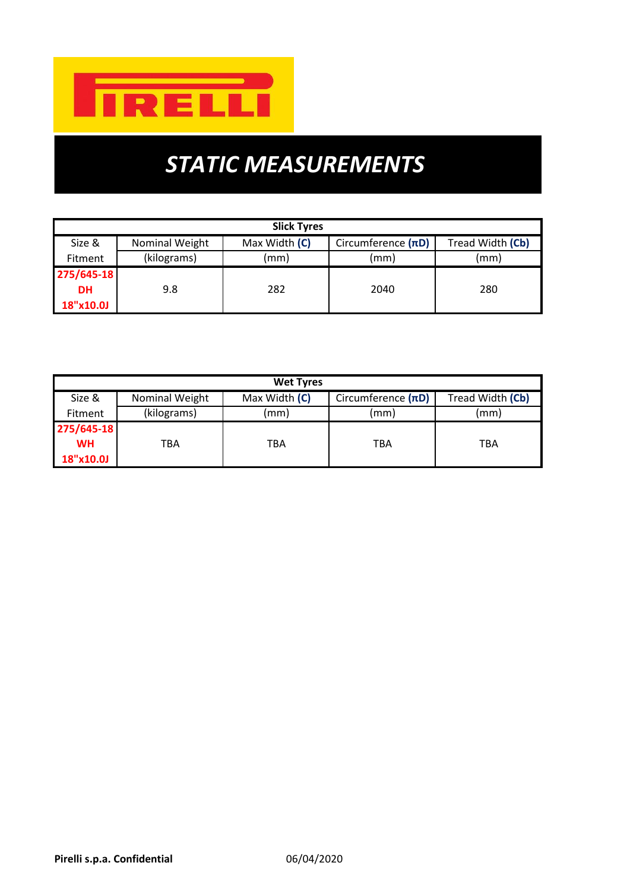PIRELLI

# STATIC MEASUREMENTS

| Slick Tyres | | | | |
|---|---|---|---|---|
| Size & Fitment | Nominal Weight (kilograms) | Max Width **(C)** (mm) | Circumference **(πD)** (mm) | Tread Width **(Cb)** (mm) |
| **275/645-18 DH 18"x10.0J** | 9.8 | 282 | 2040 | 280 |

| Wet Tyres | | | | |
|---|---|---|---|---|
| Size & Fitment | Nominal Weight (kilograms) | Max Width **(C)** (mm) | Circumference **(πD)** (mm) | Tread Width **(Cb)** (mm) |
| **275/645-18 WH 18"x10.0J** | TBA | TBA | TBA | TBA |

**Pirelli s.p.a. Confidential** 06/04/2020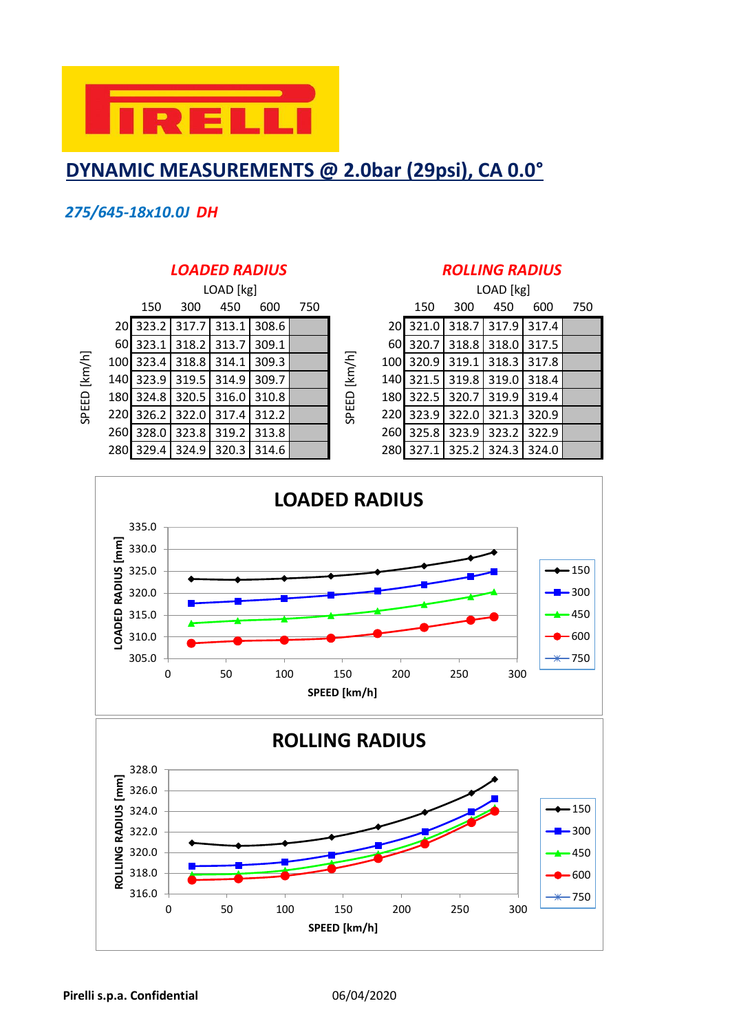PIRELLI

## DYNAMIC MEASUREMENTS @ 2.0bar (29psi), CA 0.0°

*275/645-18x10.0J DH*

### *LOADED RADIUS*

| SPEED [km/h] | LOAD [kg] 150 | 300 | 450 | 600 | 750 |
|---|---|---|---|---|---|
| 20 | 323.2 | 317.7 | 313.1 | 308.6 | |
| 60 | 323.1 | 318.2 | 313.7 | 309.1 | |
| 100 | 323.4 | 318.8 | 314.1 | 309.3 | |
| 140 | 323.9 | 319.5 | 314.9 | 309.7 | |
| 180 | 324.8 | 320.5 | 316.0 | 310.8 | |
| 220 | 326.2 | 322.0 | 317.4 | 312.2 | |
| 260 | 328.0 | 323.8 | 319.2 | 313.8 | |
| 280 | 329.4 | 324.9 | 320.3 | 314.6 | |

### *ROLLING RADIUS*

| SPEED [km/h] | LOAD [kg] 150 | 300 | 450 | 600 | 750 |
|---|---|---|---|---|---|
| 20 | 321.0 | 318.7 | 317.9 | 317.4 | |
| 60 | 320.7 | 318.8 | 318.0 | 317.5 | |
| 100 | 320.9 | 319.1 | 318.3 | 317.8 | |
| 140 | 321.5 | 319.8 | 319.0 | 318.4 | |
| 180 | 322.5 | 320.7 | 319.9 | 319.4 | |
| 220 | 323.9 | 322.0 | 321.3 | 320.9 | |
| 260 | 325.8 | 323.9 | 323.2 | 322.9 | |
| 280 | 327.1 | 325.2 | 324.3 | 324.0 | |

### LOADED RADIUS

(Chart: LOADED RADIUS [mm] vs SPEED [km/h]; series 150, 300, 450, 600, 750)

### ROLLING RADIUS

(Chart: ROLLING RADIUS [mm] vs SPEED [km/h]; series 150, 300, 450, 600, 750)

Pirelli s.p.a. Confidential 06/04/2020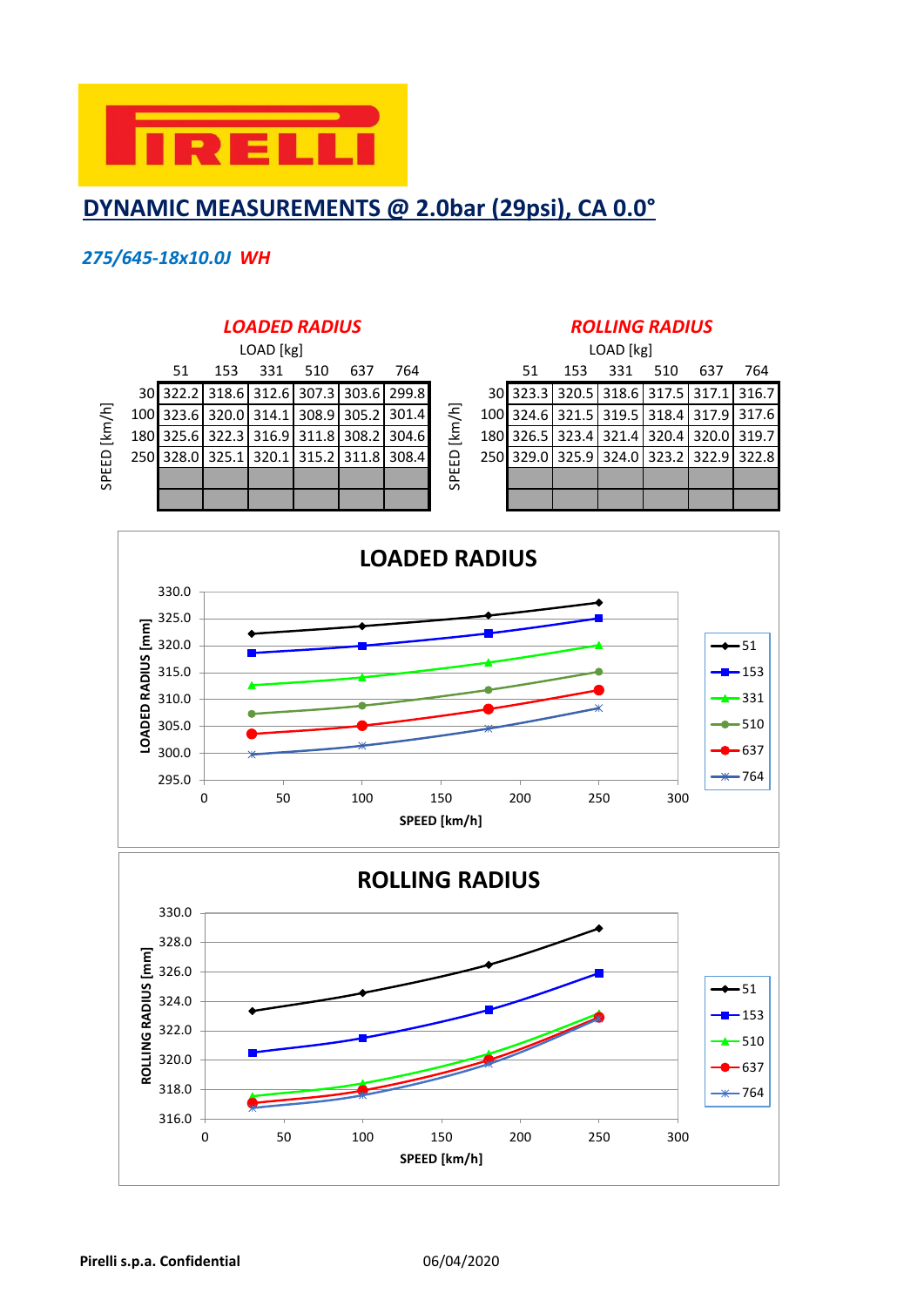## DYNAMIC MEASUREMENTS @ 2.0bar (29psi), CA 0.0°

*275/645-18x10.0J* ***WH***

### LOADED RADIUS

| SPEED [km/h] | LOAD [kg] 51 | 153 | 331 | 510 | 637 | 764 |
|---|---|---|---|---|---|---|
| 30 | 322.2 | 318.6 | 312.6 | 307.3 | 303.6 | 299.8 |
| 100 | 323.6 | 320.0 | 314.1 | 308.9 | 305.2 | 301.4 |
| 180 | 325.6 | 322.3 | 316.9 | 311.8 | 308.2 | 304.6 |
| 250 | 328.0 | 325.1 | 320.1 | 315.2 | 311.8 | 308.4 |

### ROLLING RADIUS

| SPEED [km/h] | LOAD [kg] 51 | 153 | 331 | 510 | 637 | 764 |
|---|---|---|---|---|---|---|
| 30 | 323.3 | 320.5 | 318.6 | 317.5 | 317.1 | 316.7 |
| 100 | 324.6 | 321.5 | 319.5 | 318.4 | 317.9 | 317.6 |
| 180 | 326.5 | 323.4 | 321.4 | 320.4 | 320.0 | 319.7 |
| 250 | 329.0 | 325.9 | 324.0 | 323.2 | 322.9 | 322.8 |

Pirelli s.p.a. Confidential

06/04/2020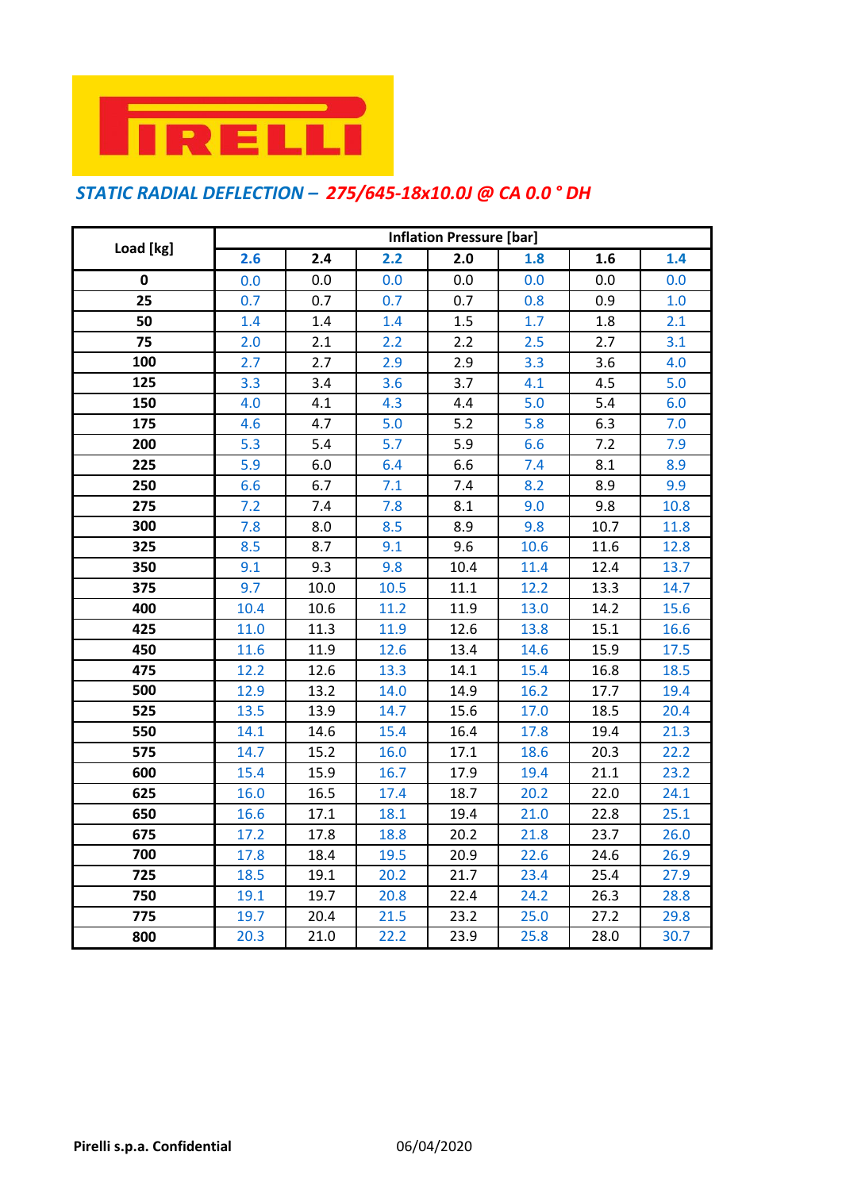## *STATIC RADIAL DEFLECTION – 275/645-18x10.0J @ CA 0.0 ° DH*

| Load [kg] | Inflation Pressure [bar] | | | | | | |
|---|---|---|---|---|---|---|---|
| | **2.6** | **2.4** | **2.2** | **2.0** | **1.8** | **1.6** | **1.4** |
| **0** | 0.0 | 0.0 | 0.0 | 0.0 | 0.0 | 0.0 | 0.0 |
| **25** | 0.7 | 0.7 | 0.7 | 0.7 | 0.8 | 0.9 | 1.0 |
| **50** | 1.4 | 1.4 | 1.4 | 1.5 | 1.7 | 1.8 | 2.1 |
| **75** | 2.0 | 2.1 | 2.2 | 2.2 | 2.5 | 2.7 | 3.1 |
| **100** | 2.7 | 2.7 | 2.9 | 2.9 | 3.3 | 3.6 | 4.0 |
| **125** | 3.3 | 3.4 | 3.6 | 3.7 | 4.1 | 4.5 | 5.0 |
| **150** | 4.0 | 4.1 | 4.3 | 4.4 | 5.0 | 5.4 | 6.0 |
| **175** | 4.6 | 4.7 | 5.0 | 5.2 | 5.8 | 6.3 | 7.0 |
| **200** | 5.3 | 5.4 | 5.7 | 5.9 | 6.6 | 7.2 | 7.9 |
| **225** | 5.9 | 6.0 | 6.4 | 6.6 | 7.4 | 8.1 | 8.9 |
| **250** | 6.6 | 6.7 | 7.1 | 7.4 | 8.2 | 8.9 | 9.9 |
| **275** | 7.2 | 7.4 | 7.8 | 8.1 | 9.0 | 9.8 | 10.8 |
| **300** | 7.8 | 8.0 | 8.5 | 8.9 | 9.8 | 10.7 | 11.8 |
| **325** | 8.5 | 8.7 | 9.1 | 9.6 | 10.6 | 11.6 | 12.8 |
| **350** | 9.1 | 9.3 | 9.8 | 10.4 | 11.4 | 12.4 | 13.7 |
| **375** | 9.7 | 10.0 | 10.5 | 11.1 | 12.2 | 13.3 | 14.7 |
| **400** | 10.4 | 10.6 | 11.2 | 11.9 | 13.0 | 14.2 | 15.6 |
| **425** | 11.0 | 11.3 | 11.9 | 12.6 | 13.8 | 15.1 | 16.6 |
| **450** | 11.6 | 11.9 | 12.6 | 13.4 | 14.6 | 15.9 | 17.5 |
| **475** | 12.2 | 12.6 | 13.3 | 14.1 | 15.4 | 16.8 | 18.5 |
| **500** | 12.9 | 13.2 | 14.0 | 14.9 | 16.2 | 17.7 | 19.4 |
| **525** | 13.5 | 13.9 | 14.7 | 15.6 | 17.0 | 18.5 | 20.4 |
| **550** | 14.1 | 14.6 | 15.4 | 16.4 | 17.8 | 19.4 | 21.3 |
| **575** | 14.7 | 15.2 | 16.0 | 17.1 | 18.6 | 20.3 | 22.2 |
| **600** | 15.4 | 15.9 | 16.7 | 17.9 | 19.4 | 21.1 | 23.2 |
| **625** | 16.0 | 16.5 | 17.4 | 18.7 | 20.2 | 22.0 | 24.1 |
| **650** | 16.6 | 17.1 | 18.1 | 19.4 | 21.0 | 22.8 | 25.1 |
| **675** | 17.2 | 17.8 | 18.8 | 20.2 | 21.8 | 23.7 | 26.0 |
| **700** | 17.8 | 18.4 | 19.5 | 20.9 | 22.6 | 24.6 | 26.9 |
| **725** | 18.5 | 19.1 | 20.2 | 21.7 | 23.4 | 25.4 | 27.9 |
| **750** | 19.1 | 19.7 | 20.8 | 22.4 | 24.2 | 26.3 | 28.8 |
| **775** | 19.7 | 20.4 | 21.5 | 23.2 | 25.0 | 27.2 | 29.8 |
| **800** | 20.3 | 21.0 | 22.2 | 23.9 | 25.8 | 28.0 | 30.7 |

**Pirelli s.p.a. Confidential** 06/04/2020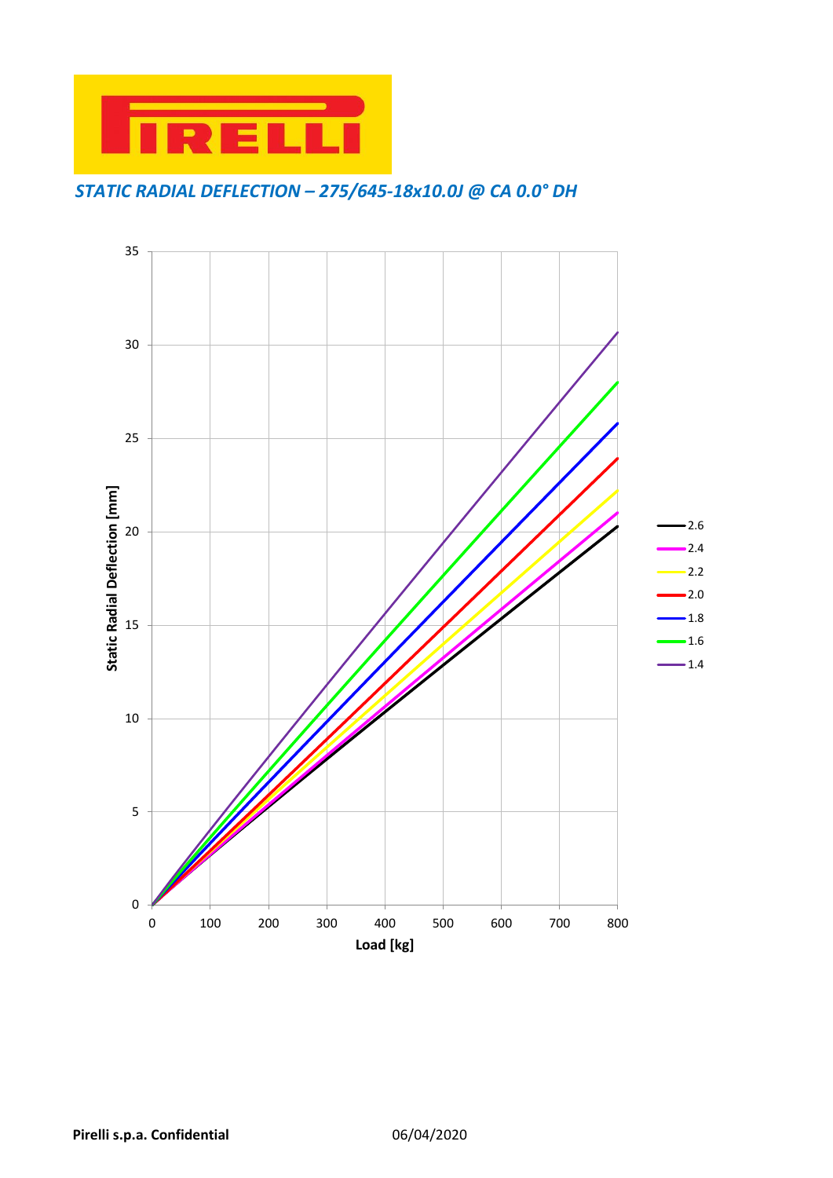PIRELLI

*STATIC RADIAL DEFLECTION – 275/645-18x10.0J @ CA 0.0° DH*

Static Radial Deflection [mm]

Load [kg]

2.6
2.4
2.2
2.0
1.8
1.6
1.4

**Pirelli s.p.a. Confidential** 06/04/2020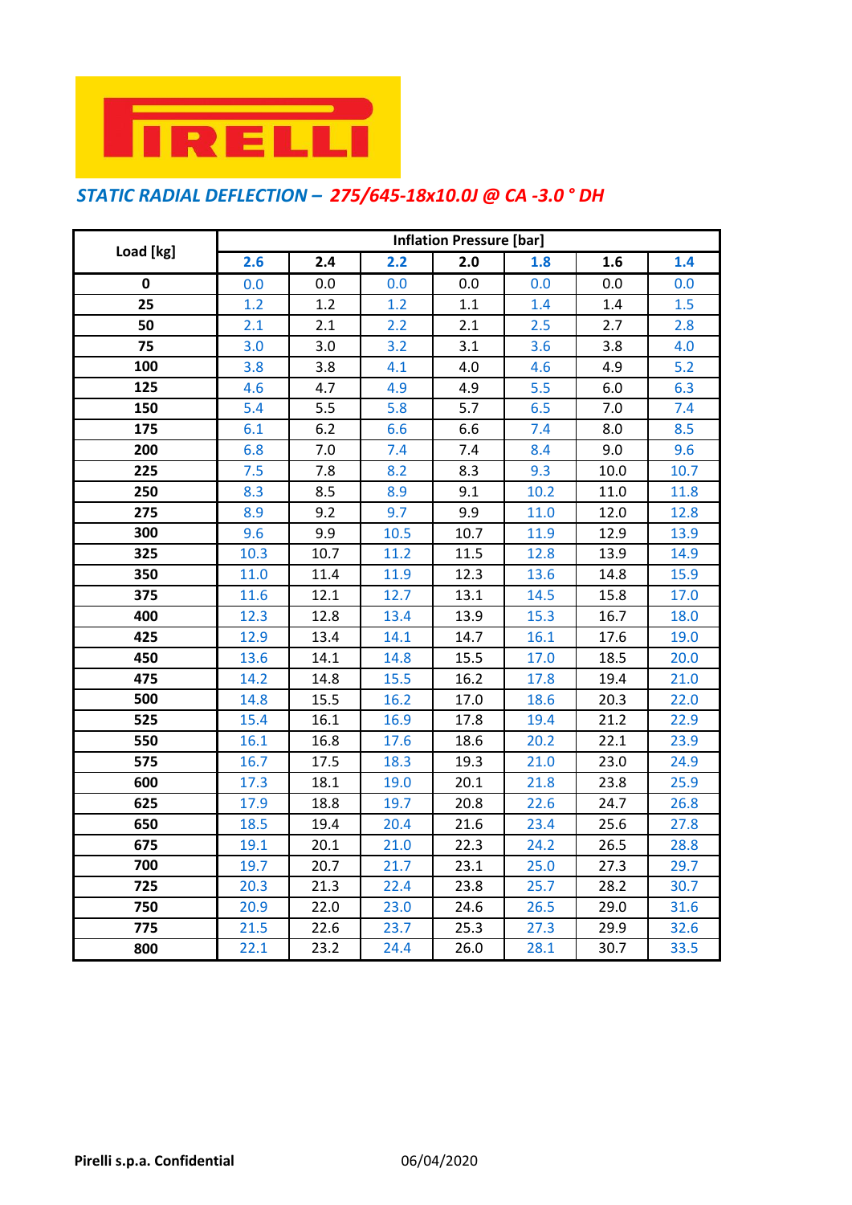PIRELLI

### *STATIC RADIAL DEFLECTION – 275/645-18x10.0J @ CA -3.0 ° DH*

| Load [kg] | Inflation Pressure [bar] | | | | | | |
|---|---|---|---|---|---|---|---|
| | **2.6** | **2.4** | **2.2** | **2.0** | **1.8** | **1.6** | **1.4** |
| **0** | 0.0 | 0.0 | 0.0 | 0.0 | 0.0 | 0.0 | 0.0 |
| **25** | 1.2 | 1.2 | 1.2 | 1.1 | 1.4 | 1.4 | 1.5 |
| **50** | 2.1 | 2.1 | 2.2 | 2.1 | 2.5 | 2.7 | 2.8 |
| **75** | 3.0 | 3.0 | 3.2 | 3.1 | 3.6 | 3.8 | 4.0 |
| **100** | 3.8 | 3.8 | 4.1 | 4.0 | 4.6 | 4.9 | 5.2 |
| **125** | 4.6 | 4.7 | 4.9 | 4.9 | 5.5 | 6.0 | 6.3 |
| **150** | 5.4 | 5.5 | 5.8 | 5.7 | 6.5 | 7.0 | 7.4 |
| **175** | 6.1 | 6.2 | 6.6 | 6.6 | 7.4 | 8.0 | 8.5 |
| **200** | 6.8 | 7.0 | 7.4 | 7.4 | 8.4 | 9.0 | 9.6 |
| **225** | 7.5 | 7.8 | 8.2 | 8.3 | 9.3 | 10.0 | 10.7 |
| **250** | 8.3 | 8.5 | 8.9 | 9.1 | 10.2 | 11.0 | 11.8 |
| **275** | 8.9 | 9.2 | 9.7 | 9.9 | 11.0 | 12.0 | 12.8 |
| **300** | 9.6 | 9.9 | 10.5 | 10.7 | 11.9 | 12.9 | 13.9 |
| **325** | 10.3 | 10.7 | 11.2 | 11.5 | 12.8 | 13.9 | 14.9 |
| **350** | 11.0 | 11.4 | 11.9 | 12.3 | 13.6 | 14.8 | 15.9 |
| **375** | 11.6 | 12.1 | 12.7 | 13.1 | 14.5 | 15.8 | 17.0 |
| **400** | 12.3 | 12.8 | 13.4 | 13.9 | 15.3 | 16.7 | 18.0 |
| **425** | 12.9 | 13.4 | 14.1 | 14.7 | 16.1 | 17.6 | 19.0 |
| **450** | 13.6 | 14.1 | 14.8 | 15.5 | 17.0 | 18.5 | 20.0 |
| **475** | 14.2 | 14.8 | 15.5 | 16.2 | 17.8 | 19.4 | 21.0 |
| **500** | 14.8 | 15.5 | 16.2 | 17.0 | 18.6 | 20.3 | 22.0 |
| **525** | 15.4 | 16.1 | 16.9 | 17.8 | 19.4 | 21.2 | 22.9 |
| **550** | 16.1 | 16.8 | 17.6 | 18.6 | 20.2 | 22.1 | 23.9 |
| **575** | 16.7 | 17.5 | 18.3 | 19.3 | 21.0 | 23.0 | 24.9 |
| **600** | 17.3 | 18.1 | 19.0 | 20.1 | 21.8 | 23.8 | 25.9 |
| **625** | 17.9 | 18.8 | 19.7 | 20.8 | 22.6 | 24.7 | 26.8 |
| **650** | 18.5 | 19.4 | 20.4 | 21.6 | 23.4 | 25.6 | 27.8 |
| **675** | 19.1 | 20.1 | 21.0 | 22.3 | 24.2 | 26.5 | 28.8 |
| **700** | 19.7 | 20.7 | 21.7 | 23.1 | 25.0 | 27.3 | 29.7 |
| **725** | 20.3 | 21.3 | 22.4 | 23.8 | 25.7 | 28.2 | 30.7 |
| **750** | 20.9 | 22.0 | 23.0 | 24.6 | 26.5 | 29.0 | 31.6 |
| **775** | 21.5 | 22.6 | 23.7 | 25.3 | 27.3 | 29.9 | 32.6 |
| **800** | 22.1 | 23.2 | 24.4 | 26.0 | 28.1 | 30.7 | 33.5 |

**Pirelli s.p.a. Confidential** 06/04/2020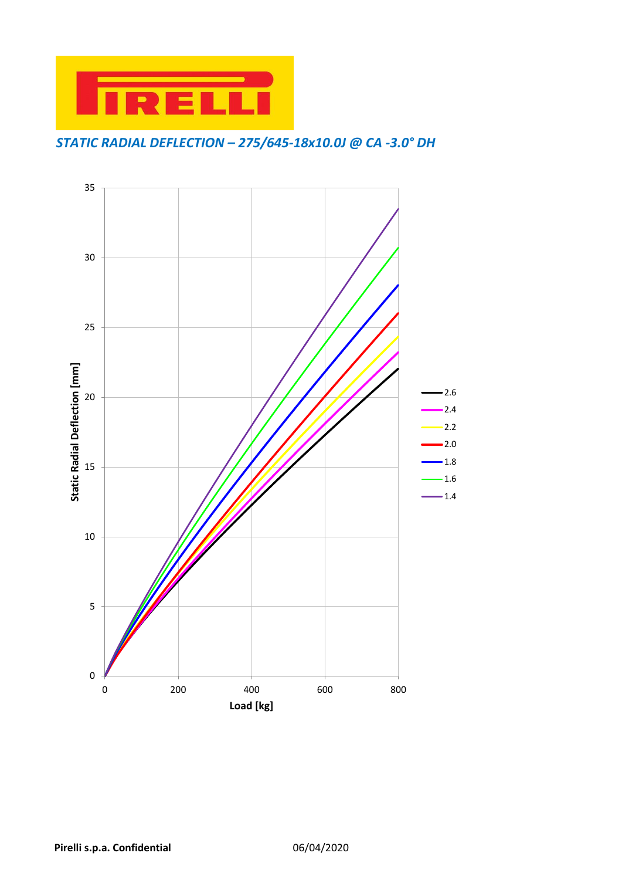PIRELLI

*STATIC RADIAL DEFLECTION – 275/645-18x10.0J @ CA -3.0° DH*

Static Radial Deflection [mm]

35
30
25
20
15
10
5
0

0
200
400
600
800

Load [kg]

2.6
2.4
2.2
2.0
1.8
1.6
1.4

**Pirelli s.p.a. Confidential** 06/04/2020